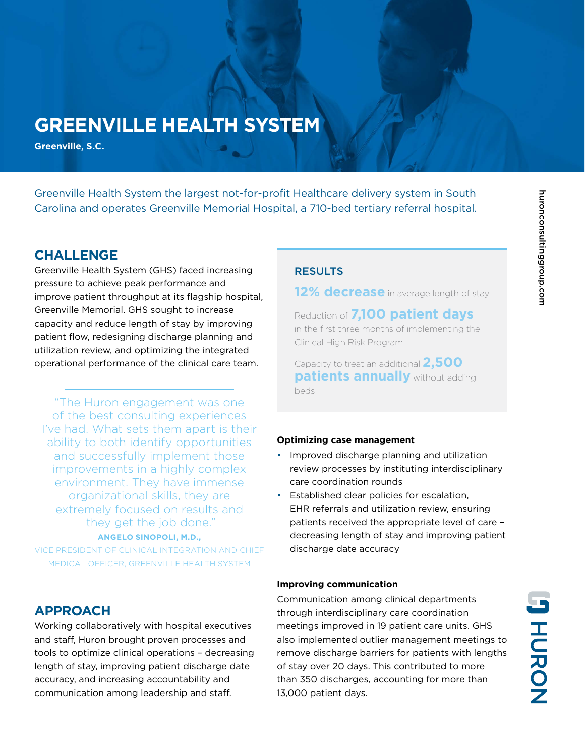# GREENVILLE HEALTH SYSTEM

**Greenville, S.C.**

Greenville Health System the largest not-for-profit Healthcare delivery system in South Carolina and operates Greenville Memorial Hospital, a 710-bed tertiary referral hospital.

## CHALLENGE

Greenville Health System (GHS) faced increasing pressure to achieve peak performance and improve patient throughput at its flagship hospital, Greenville Memorial. GHS sought to increase capacity and reduce length of stay by improving patient flow, redesigning discharge planning and utilization review, and optimizing the integrated operational performance of the clinical care team.

> "The Huron engagement was one of the best consulting experiences I've had. What sets them apart is their ability to both identify opportunities and successfully implement those improvements in a highly complex environment. They have immense organizational skills, they are extremely focused on results and they get the job done."
>
> **ANGELO SINOPOLI, M.D.,**
> VICE PRESIDENT OF CLINICAL INTEGRATION AND CHIEF MEDICAL OFFICER, GREENVILLE HEALTH SYSTEM

## APPROACH

Working collaboratively with hospital executives and staff, Huron brought proven processes and tools to optimize clinical operations – decreasing length of stay, improving patient discharge date accuracy, and increasing accountability and communication among leadership and staff.

## RESULTS

**12% decrease** in average length of stay

Reduction of **7,100 patient days** in the first three months of implementing the Clinical High Risk Program

Capacity to treat an additional **2,500 patients annually** without adding beds

### Optimizing case management

- Improved discharge planning and utilization review processes by instituting interdisciplinary care coordination rounds
- Established clear policies for escalation, EHR referrals and utilization review, ensuring patients received the appropriate level of care – decreasing length of stay and improving patient discharge date accuracy

### Improving communication

Communication among clinical departments through interdisciplinary care coordination meetings improved in 19 patient care units. GHS also implemented outlier management meetings to remove discharge barriers for patients with lengths of stay over 20 days. This contributed to more than 350 discharges, accounting for more than 13,000 patient days.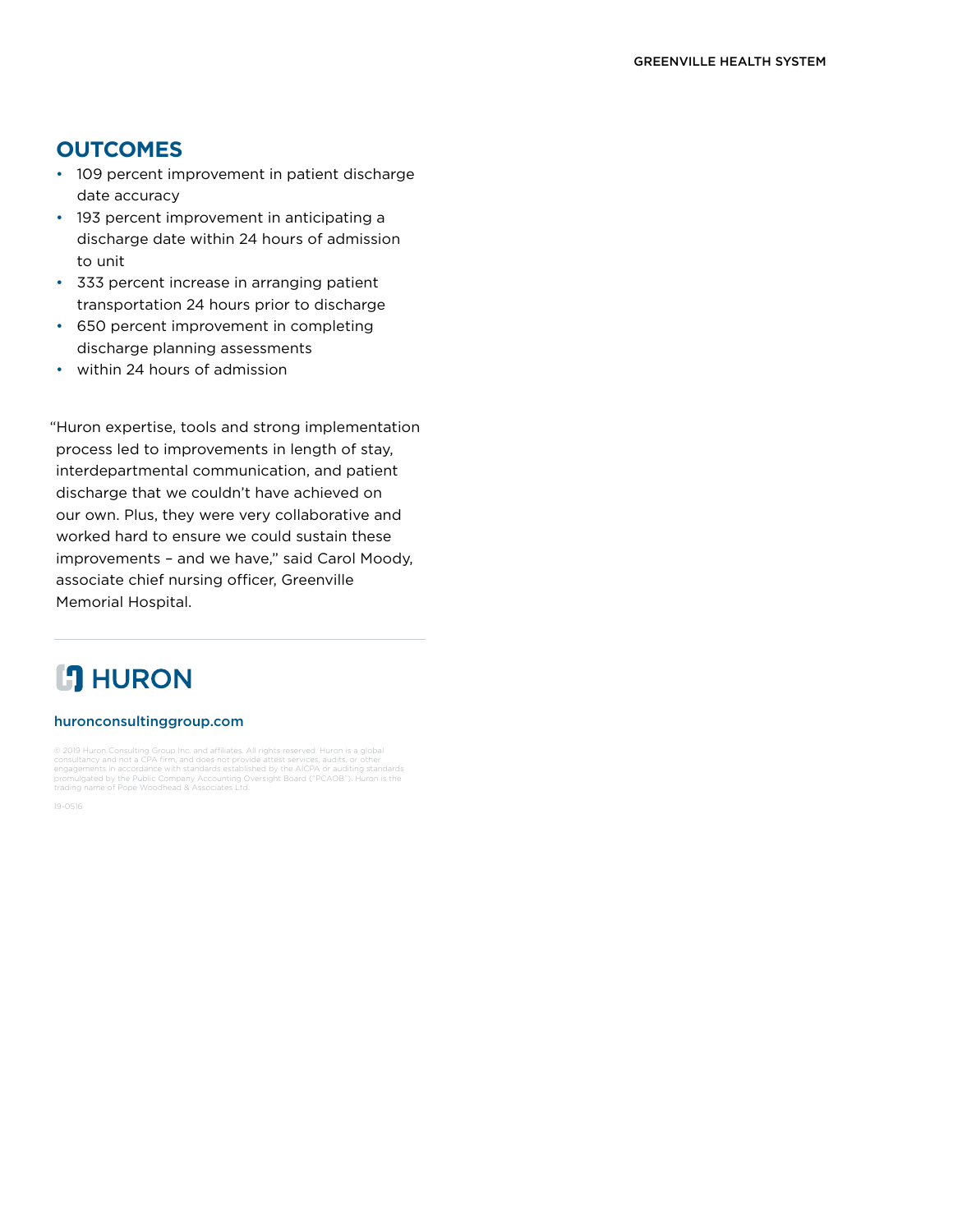## OUTCOMES

- 109 percent improvement in patient discharge date accuracy
- 193 percent improvement in anticipating a discharge date within 24 hours of admission to unit
- 333 percent increase in arranging patient transportation 24 hours prior to discharge
- 650 percent improvement in completing discharge planning assessments
- within 24 hours of admission

"Huron expertise, tools and strong implementation process led to improvements in length of stay, interdepartmental communication, and patient discharge that we couldn't have achieved on our own. Plus, they were very collaborative and worked hard to ensure we could sustain these improvements – and we have," said Carol Moody, associate chief nursing officer, Greenville Memorial Hospital.

---

HURON

huronconsultinggroup.com

© 2019 Huron Consulting Group Inc. and affiliates. All rights reserved. Huron is a global consultancy and not a CPA firm, and does not provide attest services, audits, or other engagements in accordance with standards established by the AICPA or auditing standards promulgated by the Public Company Accounting Oversight Board ("PCAOB"). Huron is the trading name of Pope Woodhead & Associates Ltd.

19-0516